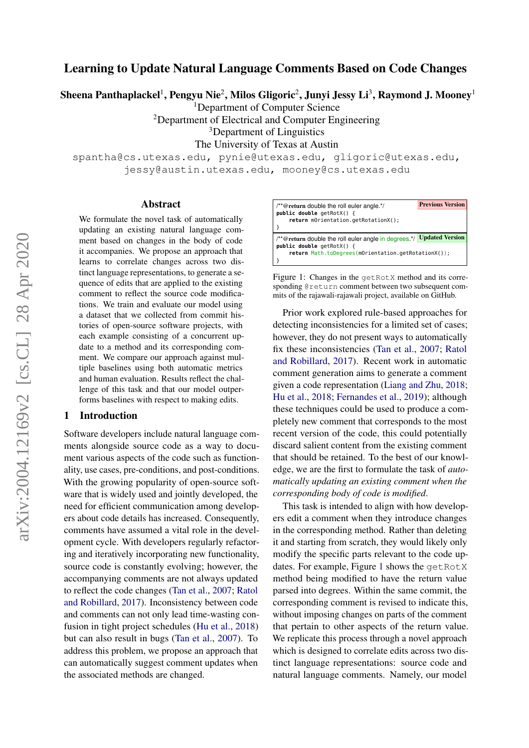# Learning to Update Natural Language Comments Based on Code Changes

**Sheena Panthaplackel[1], Pengyu Nie[2], Milos Gligoric[2], Junyi Jessy Li[3], Raymond J. Mooney[1]**

[1]Department of Computer Science
[2]Department of Electrical and Computer Engineering
[3]Department of Linguistics
The University of Texas at Austin

spantha@cs.utexas.edu, pynie@utexas.edu, gligoric@utexas.edu, jessy@austin.utexas.edu, mooney@cs.utexas.edu

## Abstract

We formulate the novel task of automatically updating an existing natural language comment based on changes in the body of code it accompanies. We propose an approach that learns to correlate changes across two distinct language representations, to generate a sequence of edits that are applied to the existing comment to reflect the source code modifications. We train and evaluate our model using a dataset that we collected from commit histories of open-source software projects, with each example consisting of a concurrent update to a method and its corresponding comment. We compare our approach against multiple baselines using both automatic metrics and human evaluation. Results reflect the challenge of this task and that our model outperforms baselines with respect to making edits.

## 1 Introduction

Software developers include natural language comments alongside source code as a way to document various aspects of the code such as functionality, use cases, pre-conditions, and post-conditions. With the growing popularity of open-source software that is widely used and jointly developed, the need for efficient communication among developers about code details has increased. Consequently, comments have assumed a vital role in the development cycle. With developers regularly refactoring and iteratively incorporating new functionality, source code is constantly evolving; however, the accompanying comments are not always updated to reflect the code changes (Tan et al., 2007; Ratol and Robillard, 2017). Inconsistency between code and comments can not only lead time-wasting confusion in tight project schedules (Hu et al., 2018) but can also result in bugs (Tan et al., 2007). To address this problem, we propose an approach that can automatically suggest comment updates when the associated methods are changed.

**Previous Version**

```
/**@return double the roll euler angle.*/
public double getRotX() {
    return mOrientation.getRotationX();
}
```

**Updated Version**

```
/**@return double the roll euler angle in degrees.*/
public double getRotX() {
    return Math.toDegrees(mOrientation.getRotationX());
}
```

Figure 1: Changes in the getRotX method and its corresponding @return comment between two subsequent commits of the rajawali-rajawali project, available on GitHub.

Prior work explored rule-based approaches for detecting inconsistencies for a limited set of cases; however, they do not present ways to automatically fix these inconsistencies (Tan et al., 2007; Ratol and Robillard, 2017). Recent work in automatic comment generation aims to generate a comment given a code representation (Liang and Zhu, 2018; Hu et al., 2018; Fernandes et al., 2019); although these techniques could be used to produce a completely new comment that corresponds to the most recent version of the code, this could potentially discard salient content from the existing comment that should be retained. To the best of our knowledge, we are the first to formulate the task of *automatically updating an existing comment when the corresponding body of code is modified*.

This task is intended to align with how developers edit a comment when they introduce changes in the corresponding method. Rather than deleting it and starting from scratch, they would likely only modify the specific parts relevant to the code updates. For example, Figure 1 shows the getRotX method being modified to have the return value parsed into degrees. Within the same commit, the corresponding comment is revised to indicate this, without imposing changes on parts of the comment that pertain to other aspects of the return value. We replicate this process through a novel approach which is designed to correlate edits across two distinct language representations: source code and natural language comments. Namely, our model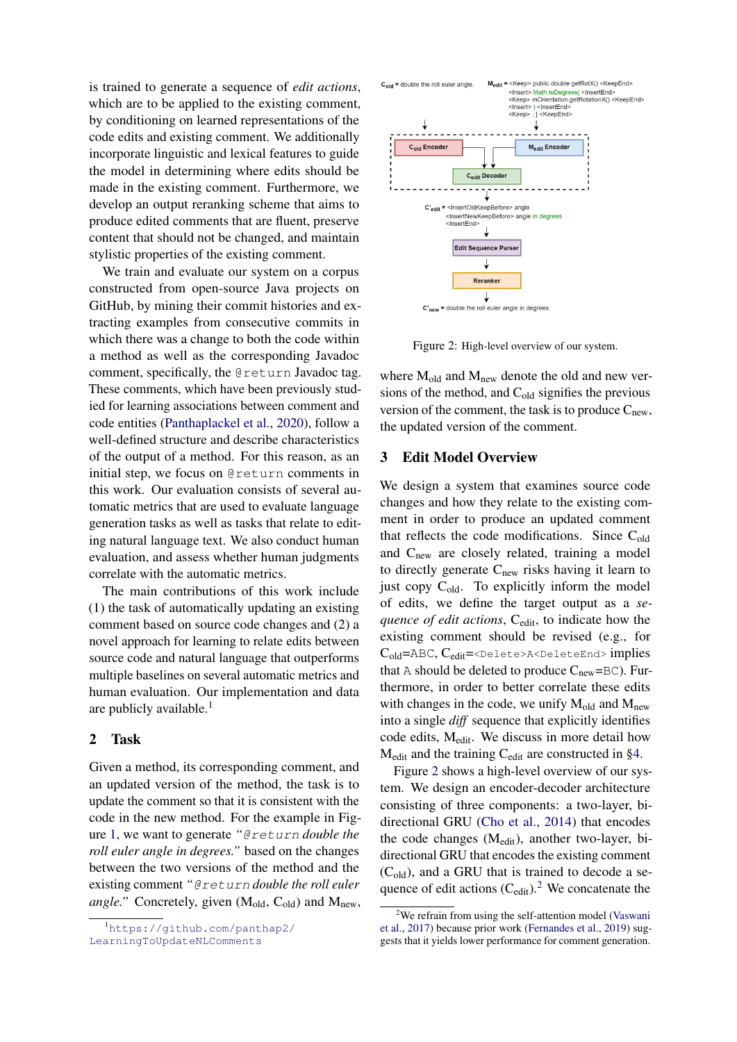is trained to generate a sequence of *edit actions*, which are to be applied to the existing comment, by conditioning on learned representations of the code edits and existing comment. We additionally incorporate linguistic and lexical features to guide the model in determining where edits should be made in the existing comment. Furthermore, we develop an output reranking scheme that aims to produce edited comments that are fluent, preserve content that should not be changed, and maintain stylistic properties of the existing comment.

We train and evaluate our system on a corpus constructed from open-source Java projects on GitHub, by mining their commit histories and extracting examples from consecutive commits in which there was a change to both the code within a method as well as the corresponding Javadoc comment, specifically, the `@return` Javadoc tag. These comments, which have been previously studied for learning associations between comment and code entities (Panthaplackel et al., 2020), follow a well-defined structure and describe characteristics of the output of a method. For this reason, as an initial step, we focus on `@return` comments in this work. Our evaluation consists of several automatic metrics that are used to evaluate language generation tasks as well as tasks that relate to editing natural language text. We also conduct human evaluation, and assess whether human judgments correlate with the automatic metrics.

The main contributions of this work include (1) the task of automatically updating an existing comment based on source code changes and (2) a novel approach for learning to relate edits between source code and natural language that outperforms multiple baselines on several automatic metrics and human evaluation. Our implementation and data are publicly available.[1]

[1] https://github.com/panthap2/LearningToUpdateNLComments

## 2 Task

Given a method, its corresponding comment, and an updated version of the method, the task is to update the comment so that it is consistent with the code in the new method. For the example in Figure 1, we want to generate *"`@return` double the roll euler angle in degrees."* based on the changes between the two versions of the method and the existing comment *"`@return` double the roll euler angle."* Concretely, given ($M_{old}$, $C_{old}$) and $M_{new}$, where $M_{old}$ and $M_{new}$ denote the old and new versions of the method, and $C_{old}$ signifies the previous version of the comment, the task is to produce $C_{new}$, the updated version of the comment.

$C_{old}$ = double the roll euler angle.

$M_{edit}$ = <Keep> public double getRotX() <KeepEnd> <Insert> Math.toDegrees( <InsertEnd> <Keep> mOrientation.getRotationX() <KeepEnd> <Insert> ) <InsertEnd> <Keep> ; } <KeepEnd>

$C_{old}$ Encoder → $M_{edit}$ Encoder → $C_{edit}$ Decoder

$C'_{edit}$ = <InsertOldKeepBefore> angle <InsertNewKeepBefore> angle in degrees <InsertEnd>

Edit Sequence Parser → Reranker

$C'_{new}$ = double the roll euler angle in degrees.

Figure 2: High-level overview of our system.

## 3 Edit Model Overview

We design a system that examines source code changes and how they relate to the existing comment in order to produce an updated comment that reflects the code modifications. Since $C_{old}$ and $C_{new}$ are closely related, training a model to directly generate $C_{new}$ risks having it learn to just copy $C_{old}$. To explicitly inform the model of edits, we define the target output as a *sequence of edit actions*, $C_{edit}$, to indicate how the existing comment should be revised (e.g., for $C_{old}$=ABC, $C_{edit}$=`<Delete>A<DeleteEnd>` implies that A should be deleted to produce $C_{new}$=BC). Furthermore, in order to better correlate these edits with changes in the code, we unify $M_{old}$ and $M_{new}$ into a single *diff* sequence that explicitly identifies code edits, $M_{edit}$. We discuss in more detail how $M_{edit}$ and the training $C_{edit}$ are constructed in §4.

Figure 2 shows a high-level overview of our system. We design an encoder-decoder architecture consisting of three components: a two-layer, bi-directional GRU (Cho et al., 2014) that encodes the code changes ($M_{edit}$), another two-layer, bi-directional GRU that encodes the existing comment ($C_{old}$), and a GRU that is trained to decode a sequence of edit actions ($C_{edit}$).[2] We concatenate the

[2] We refrain from using the self-attention model (Vaswani et al., 2017) because prior work (Fernandes et al., 2019) suggests that it yields lower performance for comment generation.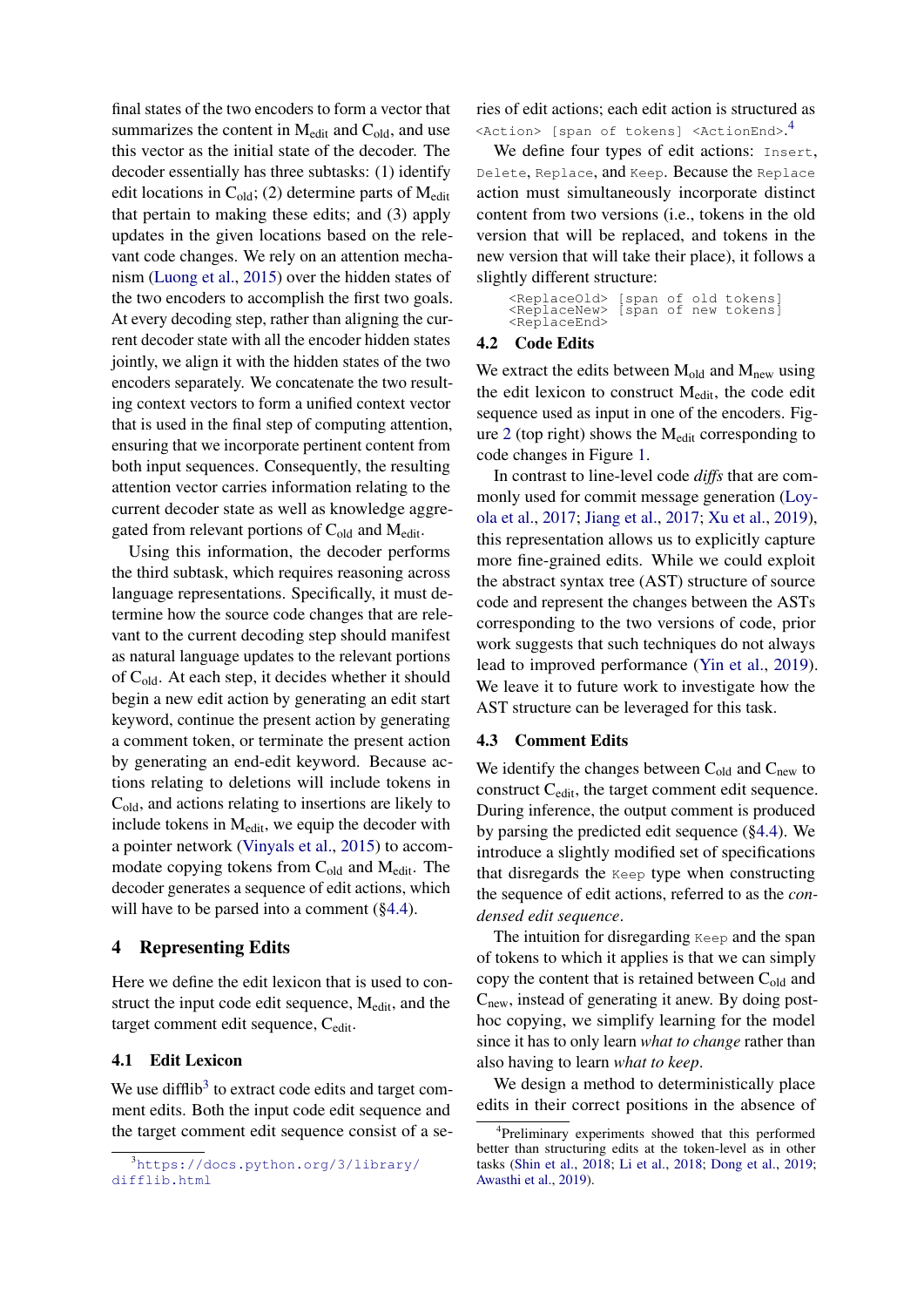final states of the two encoders to form a vector that summarizes the content in $M_{edit}$ and $C_{old}$, and use this vector as the initial state of the decoder. The decoder essentially has three subtasks: (1) identify edit locations in $C_{old}$; (2) determine parts of $M_{edit}$ that pertain to making these edits; and (3) apply updates in the given locations based on the relevant code changes. We rely on an attention mechanism (Luong et al., 2015) over the hidden states of the two encoders to accomplish the first two goals. At every decoding step, rather than aligning the current decoder state with all the encoder hidden states jointly, we align it with the hidden states of the two encoders separately. We concatenate the two resulting context vectors to form a unified context vector that is used in the final step of computing attention, ensuring that we incorporate pertinent content from both input sequences. Consequently, the resulting attention vector carries information relating to the current decoder state as well as knowledge aggregated from relevant portions of $C_{old}$ and $M_{edit}$.

Using this information, the decoder performs the third subtask, which requires reasoning across language representations. Specifically, it must determine how the source code changes that are relevant to the current decoding step should manifest as natural language updates to the relevant portions of $C_{old}$. At each step, it decides whether it should begin a new edit action by generating an edit start keyword, continue the present action by generating a comment token, or terminate the present action by generating an end-edit keyword. Because actions relating to deletions will include tokens in $C_{old}$, and actions relating to insertions are likely to include tokens in $M_{edit}$, we equip the decoder with a pointer network (Vinyals et al., 2015) to accommodate copying tokens from $C_{old}$ and $M_{edit}$. The decoder generates a sequence of edit actions, which will have to be parsed into a comment (§4.4).

## 4 Representing Edits

Here we define the edit lexicon that is used to construct the input code edit sequence, $M_{edit}$, and the target comment edit sequence, $C_{edit}$.

### 4.1 Edit Lexicon

We use difflib[3] to extract code edits and target comment edits. Both the input code edit sequence and the target comment edit sequence consist of a series of edit actions; each edit action is structured as `<Action> [span of tokens] <ActionEnd>`.[4]

We define four types of edit actions: `Insert`, `Delete`, `Replace`, and `Keep`. Because the `Replace` action must simultaneously incorporate distinct content from two versions (i.e., tokens in the old version that will be replaced, and tokens in the new version that will take their place), it follows a slightly different structure:

```
<ReplaceOld> [span of old tokens]
<ReplaceNew> [span of new tokens]
<ReplaceEnd>
```

### 4.2 Code Edits

We extract the edits between $M_{old}$ and $M_{new}$ using the edit lexicon to construct $M_{edit}$, the code edit sequence used as input in one of the encoders. Figure 2 (top right) shows the $M_{edit}$ corresponding to code changes in Figure 1.

In contrast to line-level code *diffs* that are commonly used for commit message generation (Loyola et al., 2017; Jiang et al., 2017; Xu et al., 2019), this representation allows us to explicitly capture more fine-grained edits. While we could exploit the abstract syntax tree (AST) structure of source code and represent the changes between the ASTs corresponding to the two versions of code, prior work suggests that such techniques do not always lead to improved performance (Yin et al., 2019). We leave it to future work to investigate how the AST structure can be leveraged for this task.

### 4.3 Comment Edits

We identify the changes between $C_{old}$ and $C_{new}$ to construct $C_{edit}$, the target comment edit sequence. During inference, the output comment is produced by parsing the predicted edit sequence (§4.4). We introduce a slightly modified set of specifications that disregards the `Keep` type when constructing the sequence of edit actions, referred to as the *condensed edit sequence*.

The intuition for disregarding `Keep` and the span of tokens to which it applies is that we can simply copy the content that is retained between $C_{old}$ and $C_{new}$, instead of generating it anew. By doing post-hoc copying, we simplify learning for the model since it has to only learn *what to change* rather than also having to learn *what to keep*.

We design a method to deterministically place edits in their correct positions in the absence of

[3] https://docs.python.org/3/library/difflib.html

[4] Preliminary experiments showed that this performed better than structuring edits at the token-level as in other tasks (Shin et al., 2018; Li et al., 2018; Dong et al., 2019; Awasthi et al., 2019).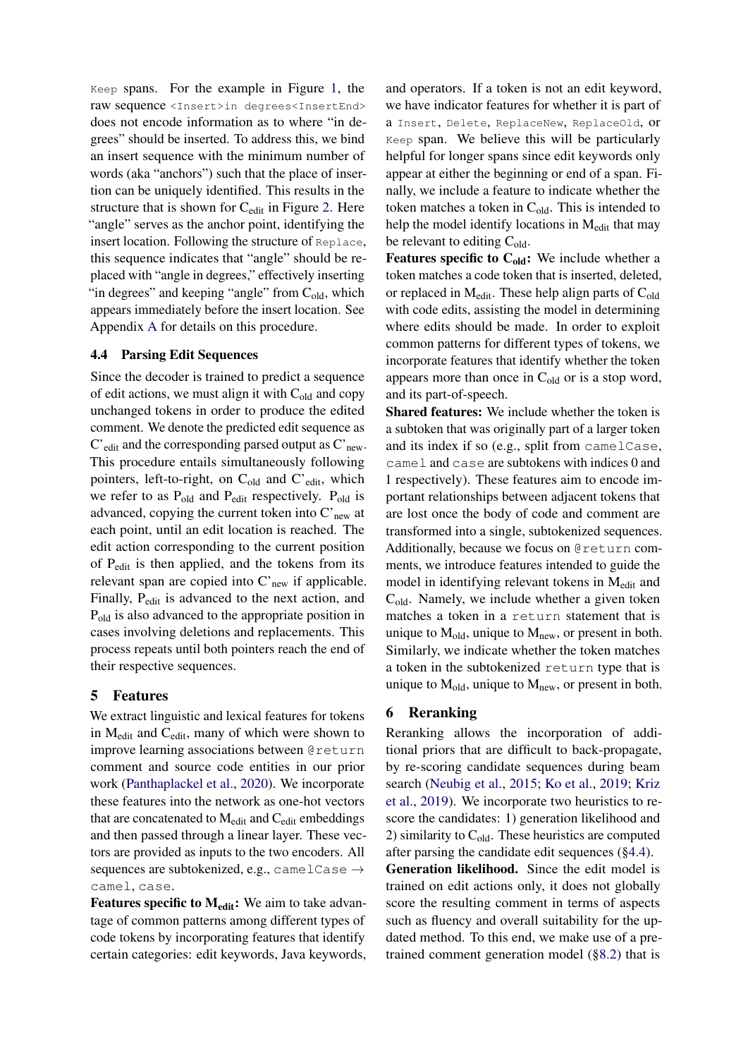`Keep` spans. For the example in Figure 1, the raw sequence `<Insert>in degrees<InsertEnd>` does not encode information as to where "in degrees" should be inserted. To address this, we bind an insert sequence with the minimum number of words (aka "anchors") such that the place of insertion can be uniquely identified. This results in the structure that is shown for $C_{edit}$ in Figure 2. Here "angle" serves as the anchor point, identifying the insert location. Following the structure of `Replace`, this sequence indicates that "angle" should be replaced with "angle in degrees," effectively inserting "in degrees" and keeping "angle" from $C_{old}$, which appears immediately before the insert location. See Appendix A for details on this procedure.

### 4.4 Parsing Edit Sequences

Since the decoder is trained to predict a sequence of edit actions, we must align it with $C_{old}$ and copy unchanged tokens in order to produce the edited comment. We denote the predicted edit sequence as $C'_{edit}$ and the corresponding parsed output as $C'_{new}$. This procedure entails simultaneously following pointers, left-to-right, on $C_{old}$ and $C'_{edit}$, which we refer to as $P_{old}$ and $P_{edit}$ respectively. $P_{old}$ is advanced, copying the current token into $C'_{new}$ at each point, until an edit location is reached. The edit action corresponding to the current position of $P_{edit}$ is then applied, and the tokens from its relevant span are copied into $C'_{new}$ if applicable. Finally, $P_{edit}$ is advanced to the next action, and $P_{old}$ is also advanced to the appropriate position in cases involving deletions and replacements. This process repeats until both pointers reach the end of their respective sequences.

## 5 Features

We extract linguistic and lexical features for tokens in $M_{edit}$ and $C_{edit}$, many of which were shown to improve learning associations between `@return` comment and source code entities in our prior work (Panthaplackel et al., 2020). We incorporate these features into the network as one-hot vectors that are concatenated to $M_{edit}$ and $C_{edit}$ embeddings and then passed through a linear layer. These vectors are provided as inputs to the two encoders. All sequences are subtokenized, e.g., `camelCase` → `camel`, `case`.

**Features specific to $M_{edit}$:** We aim to take advantage of common patterns among different types of code tokens by incorporating features that identify certain categories: edit keywords, Java keywords, and operators. If a token is not an edit keyword, we have indicator features for whether it is part of a `Insert`, `Delete`, `ReplaceNew`, `ReplaceOld`, or `Keep` span. We believe this will be particularly helpful for longer spans since edit keywords only appear at either the beginning or end of a span. Finally, we include a feature to indicate whether the token matches a token in $C_{old}$. This is intended to help the model identify locations in $M_{edit}$ that may be relevant to editing $C_{old}$.

**Features specific to $C_{old}$:** We include whether a token matches a code token that is inserted, deleted, or replaced in $M_{edit}$. These help align parts of $C_{old}$ with code edits, assisting the model in determining where edits should be made. In order to exploit common patterns for different types of tokens, we incorporate features that identify whether the token appears more than once in $C_{old}$ or is a stop word, and its part-of-speech.

**Shared features:** We include whether the token is a subtoken that was originally part of a larger token and its index if so (e.g., split from `camelCase`, `camel` and `case` are subtokens with indices 0 and 1 respectively). These features aim to encode important relationships between adjacent tokens that are lost once the body of code and comment are transformed into a single, subtokenized sequences. Additionally, because we focus on `@return` comments, we introduce features intended to guide the model in identifying relevant tokens in $M_{edit}$ and $C_{old}$. Namely, we include whether a given token matches a token in a `return` statement that is unique to $M_{old}$, unique to $M_{new}$, or present in both. Similarly, we indicate whether the token matches a token in the subtokenized `return` type that is unique to $M_{old}$, unique to $M_{new}$, or present in both.

## 6 Reranking

Reranking allows the incorporation of additional priors that are difficult to back-propagate, by re-scoring candidate sequences during beam search (Neubig et al., 2015; Ko et al., 2019; Kriz et al., 2019). We incorporate two heuristics to rescore the candidates: 1) generation likelihood and 2) similarity to $C_{old}$. These heuristics are computed after parsing the candidate edit sequences (§4.4).

**Generation likelihood.** Since the edit model is trained on edit actions only, it does not globally score the resulting comment in terms of aspects such as fluency and overall suitability for the updated method. To this end, we make use of a pretrained comment generation model (§8.2) that is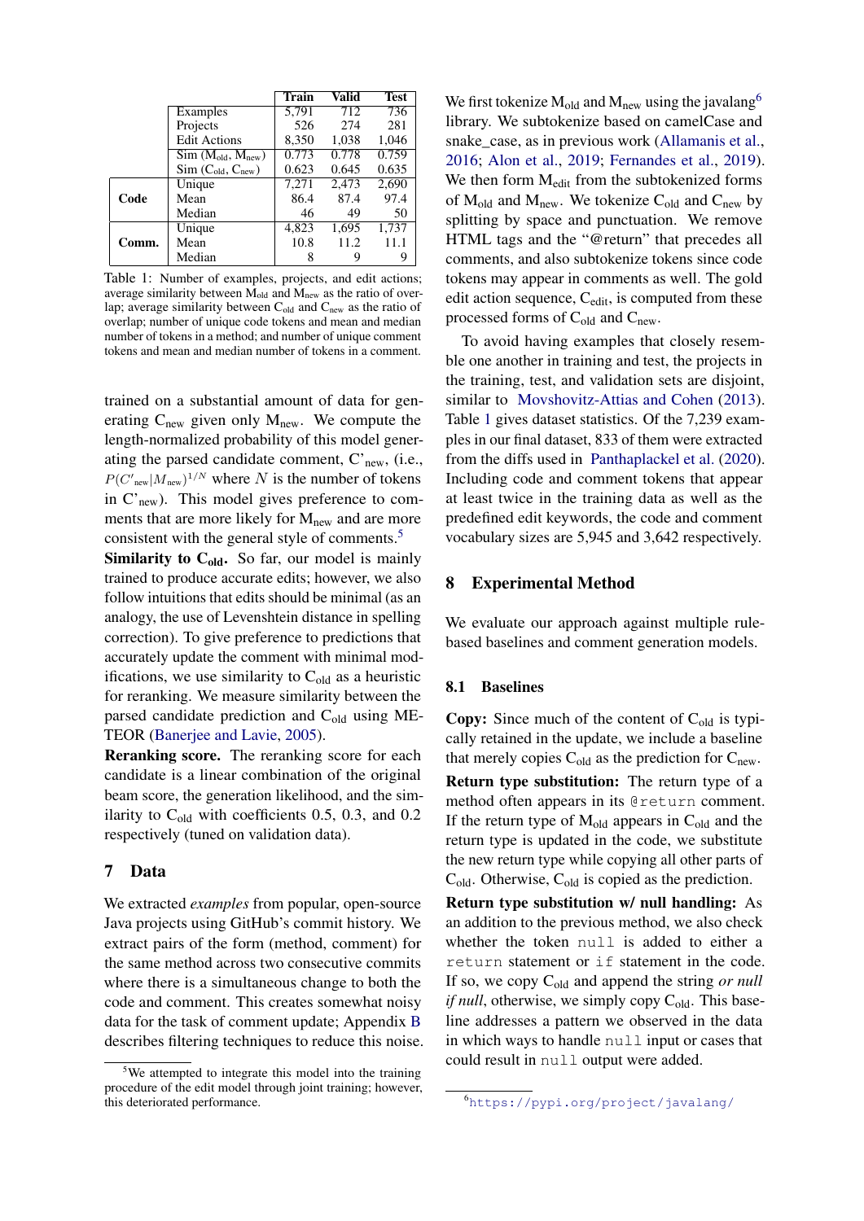| | | Train | Valid | Test |
|---|---|---|---|---|
| | Examples | 5,791 | 712 | 736 |
| | Projects | 526 | 274 | 281 |
| | Edit Actions | 8,350 | 1,038 | 1,046 |
| | Sim ($M_{old}$, $M_{new}$) | 0.773 | 0.778 | 0.759 |
| | Sim ($C_{old}$, $C_{new}$) | 0.623 | 0.645 | 0.635 |
| **Code** | Unique | 7,271 | 2,473 | 2,690 |
| | Mean | 86.4 | 87.4 | 97.4 |
| | Median | 46 | 49 | 50 |
| **Comm.** | Unique | 4,823 | 1,695 | 1,737 |
| | Mean | 10.8 | 11.2 | 11.1 |
| | Median | 8 | 9 | 9 |

Table 1: Number of examples, projects, and edit actions; average similarity between $M_{old}$ and $M_{new}$ as the ratio of overlap; average similarity between $C_{old}$ and $C_{new}$ as the ratio of overlap; number of unique code tokens and mean and median number of tokens in a method; and number of unique comment tokens and mean and median number of tokens in a comment.

trained on a substantial amount of data for generating $C_{new}$ given only $M_{new}$. We compute the length-normalized probability of this model generating the parsed candidate comment, $C'_{new}$, (i.e., $P(C'_{new}|M_{new})^{1/N}$ where $N$ is the number of tokens in $C'_{new}$). This model gives preference to comments that are more likely for $M_{new}$ and are more consistent with the general style of comments.[5]

**Similarity to $C_{old}$.** So far, our model is mainly trained to produce accurate edits; however, we also follow intuitions that edits should be minimal (as an analogy, the use of Levenshtein distance in spelling correction). To give preference to predictions that accurately update the comment with minimal modifications, we use similarity to $C_{old}$ as a heuristic for reranking. We measure similarity between the parsed candidate prediction and $C_{old}$ using METEOR (Banerjee and Lavie, 2005).

**Reranking score.** The reranking score for each candidate is a linear combination of the original beam score, the generation likelihood, and the similarity to $C_{old}$ with coefficients 0.5, 0.3, and 0.2 respectively (tuned on validation data).

## 7 Data

We extracted *examples* from popular, open-source Java projects using GitHub's commit history. We extract pairs of the form (method, comment) for the same method across two consecutive commits where there is a simultaneous change to both the code and comment. This creates somewhat noisy data for the task of comment update; Appendix B describes filtering techniques to reduce this noise.

[5] We attempted to integrate this model into the training procedure of the edit model through joint training; however, this deteriorated performance.

We first tokenize $M_{old}$ and $M_{new}$ using the javalang[6] library. We subtokenize based on camelCase and snake_case, as in previous work (Allamanis et al., 2016; Alon et al., 2019; Fernandes et al., 2019). We then form $M_{edit}$ from the subtokenized forms of $M_{old}$ and $M_{new}$. We tokenize $C_{old}$ and $C_{new}$ by splitting by space and punctuation. We remove HTML tags and the "@return" that precedes all comments, and also subtokenize tokens since code tokens may appear in comments as well. The gold edit action sequence, $C_{edit}$, is computed from these processed forms of $C_{old}$ and $C_{new}$.

To avoid having examples that closely resemble one another in training and test, the projects in the training, test, and validation sets are disjoint, similar to Movshovitz-Attias and Cohen (2013). Table 1 gives dataset statistics. Of the 7,239 examples in our final dataset, 833 of them were extracted from the diffs used in Panthaplackel et al. (2020). Including code and comment tokens that appear at least twice in the training data as well as the predefined edit keywords, the code and comment vocabulary sizes are 5,945 and 3,642 respectively.

## 8 Experimental Method

We evaluate our approach against multiple rule-based baselines and comment generation models.

### 8.1 Baselines

**Copy:** Since much of the content of $C_{old}$ is typically retained in the update, we include a baseline that merely copies $C_{old}$ as the prediction for $C_{new}$.

**Return type substitution:** The return type of a method often appears in its `@return` comment. If the return type of $M_{old}$ appears in $C_{old}$ and the return type is updated in the code, we substitute the new return type while copying all other parts of $C_{old}$. Otherwise, $C_{old}$ is copied as the prediction.

**Return type substitution w/ null handling:** As an addition to the previous method, we also check whether the token `null` is added to either a `return` statement or `if` statement in the code. If so, we copy $C_{old}$ and append the string *or null if null*, otherwise, we simply copy $C_{old}$. This baseline addresses a pattern we observed in the data in which ways to handle `null` input or cases that could result in `null` output were added.

[6] https://pypi.org/project/javalang/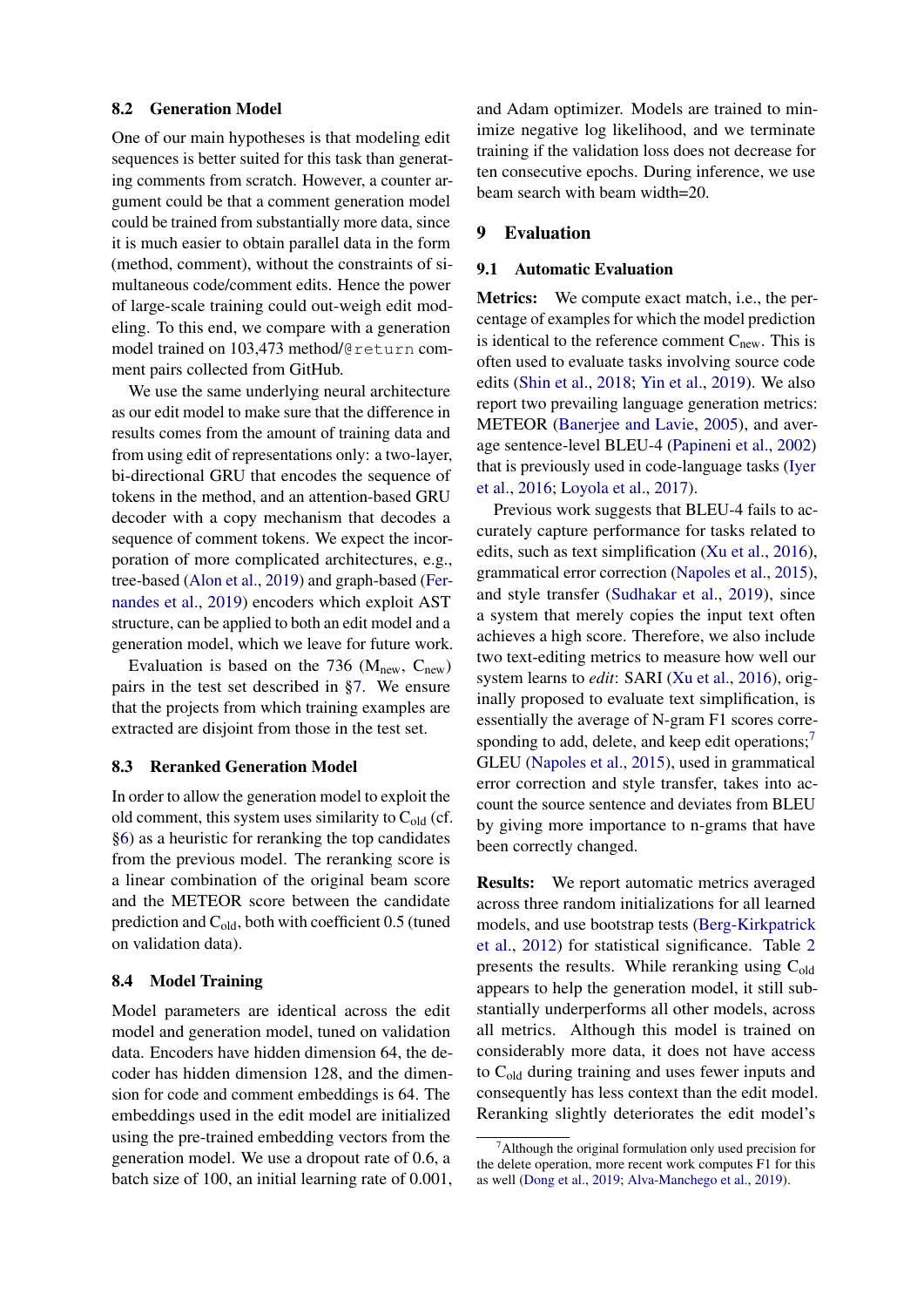### 8.2 Generation Model

One of our main hypotheses is that modeling edit sequences is better suited for this task than generating comments from scratch. However, a counter argument could be that a comment generation model could be trained from substantially more data, since it is much easier to obtain parallel data in the form (method, comment), without the constraints of simultaneous code/comment edits. Hence the power of large-scale training could out-weigh edit modeling. To this end, we compare with a generation model trained on 103,473 method/`@return` comment pairs collected from GitHub.

We use the same underlying neural architecture as our edit model to make sure that the difference in results comes from the amount of training data and from using edit of representations only: a two-layer, bi-directional GRU that encodes the sequence of tokens in the method, and an attention-based GRU decoder with a copy mechanism that decodes a sequence of comment tokens. We expect the incorporation of more complicated architectures, e.g., tree-based (Alon et al., 2019) and graph-based (Fernandes et al., 2019) encoders which exploit AST structure, can be applied to both an edit model and a generation model, which we leave for future work.

Evaluation is based on the 736 ($M_{new}$, $C_{new}$) pairs in the test set described in §7. We ensure that the projects from which training examples are extracted are disjoint from those in the test set.

### 8.3 Reranked Generation Model

In order to allow the generation model to exploit the old comment, this system uses similarity to $C_{old}$ (cf. §6) as a heuristic for reranking the top candidates from the previous model. The reranking score is a linear combination of the original beam score and the METEOR score between the candidate prediction and $C_{old}$, both with coefficient 0.5 (tuned on validation data).

### 8.4 Model Training

Model parameters are identical across the edit model and generation model, tuned on validation data. Encoders have hidden dimension 64, the decoder has hidden dimension 128, and the dimension for code and comment embeddings is 64. The embeddings used in the edit model are initialized using the pre-trained embedding vectors from the generation model. We use a dropout rate of 0.6, a batch size of 100, an initial learning rate of 0.001, and Adam optimizer. Models are trained to minimize negative log likelihood, and we terminate training if the validation loss does not decrease for ten consecutive epochs. During inference, we use beam search with beam width=20.

## 9 Evaluation

### 9.1 Automatic Evaluation

**Metrics:** We compute exact match, i.e., the percentage of examples for which the model prediction is identical to the reference comment $C_{new}$. This is often used to evaluate tasks involving source code edits (Shin et al., 2018; Yin et al., 2019). We also report two prevailing language generation metrics: METEOR (Banerjee and Lavie, 2005), and average sentence-level BLEU-4 (Papineni et al., 2002) that is previously used in code-language tasks (Iyer et al., 2016; Loyola et al., 2017).

Previous work suggests that BLEU-4 fails to accurately capture performance for tasks related to edits, such as text simplification (Xu et al., 2016), grammatical error correction (Napoles et al., 2015), and style transfer (Sudhakar et al., 2019), since a system that merely copies the input text often achieves a high score. Therefore, we also include two text-editing metrics to measure how well our system learns to *edit*: SARI (Xu et al., 2016), originally proposed to evaluate text simplification, is essentially the average of N-gram F1 scores corresponding to add, delete, and keep edit operations;[7] GLEU (Napoles et al., 2015), used in grammatical error correction and style transfer, takes into account the source sentence and deviates from BLEU by giving more importance to n-grams that have been correctly changed.

**Results:** We report automatic metrics averaged across three random initializations for all learned models, and use bootstrap tests (Berg-Kirkpatrick et al., 2012) for statistical significance. Table 2 presents the results. While reranking using $C_{old}$ appears to help the generation model, it still substantially underperforms all other models, across all metrics. Although this model is trained on considerably more data, it does not have access to $C_{old}$ during training and uses fewer inputs and consequently has less context than the edit model. Reranking slightly deteriorates the edit model's

[7]Although the original formulation only used precision for the delete operation, more recent work computes F1 for this as well (Dong et al., 2019; Alva-Manchego et al., 2019).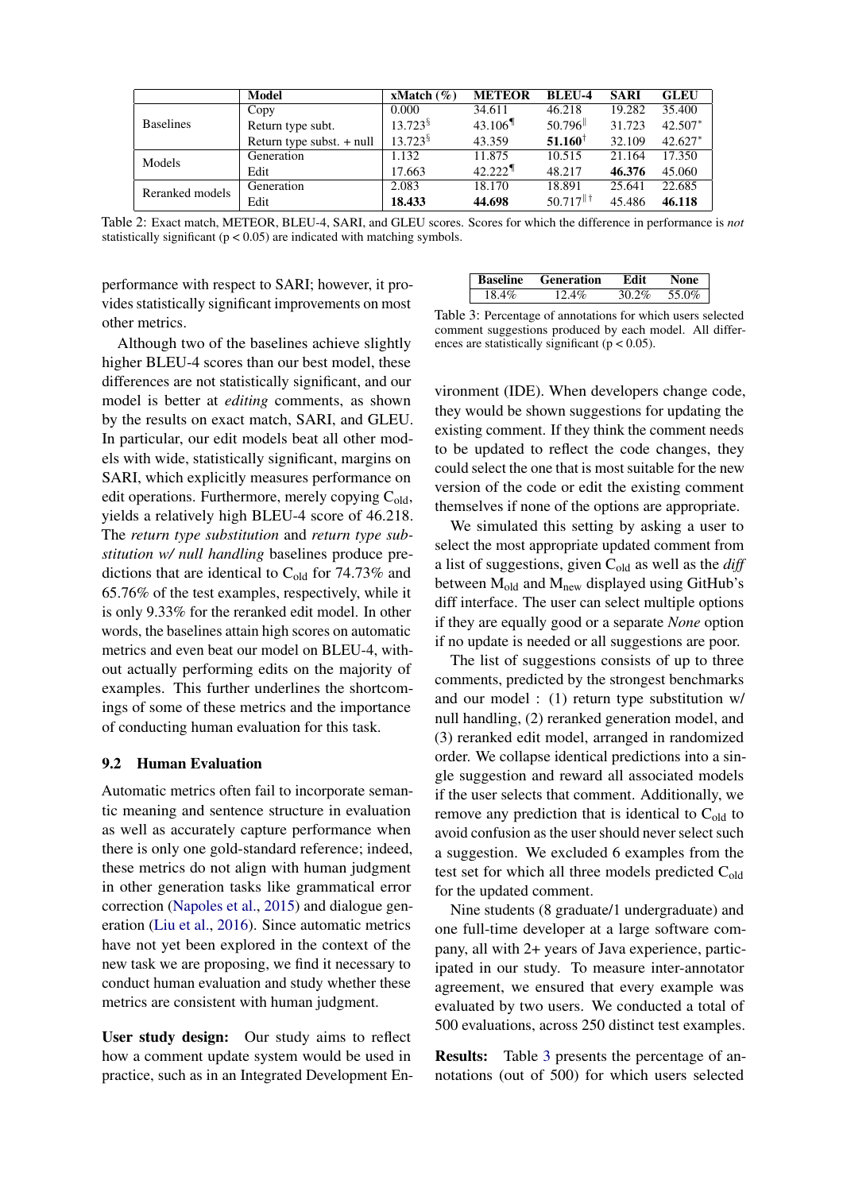| | Model | xMatch (%) | METEOR | BLEU-4 | SARI | GLEU |
|---|---|---|---|---|---|---|
| Baselines | Copy | 0.000 | 34.611 | 46.218 | 19.282 | 35.400 |
| | Return type subt. | 13.723$^{\S}$ | 43.106$^{\P}$ | 50.796$^{\|}$ | 31.723 | 42.507$^{*}$ |
| | Return type subst. + null | 13.723$^{\S}$ | 43.359 | **51.160**$^{\dagger}$ | 32.109 | 42.627$^{*}$ |
| Models | Generation | 1.132 | 11.875 | 10.515 | 21.164 | 17.350 |
| | Edit | 17.663 | 42.222$^{\P}$ | 48.217 | **46.376** | 45.060 |
| Reranked models | Generation | 2.083 | 18.170 | 18.891 | 25.641 | 22.685 |
| | Edit | **18.433** | **44.698** | 50.717$^{\|\dagger}$ | 45.486 | **46.118** |

Table 2: Exact match, METEOR, BLEU-4, SARI, and GLEU scores. Scores for which the difference in performance is *not* statistically significant ($p < 0.05$) are indicated with matching symbols.

performance with respect to SARI; however, it provides statistically significant improvements on most other metrics.

Although two of the baselines achieve slightly higher BLEU-4 scores than our best model, these differences are not statistically significant, and our model is better at *editing* comments, as shown by the results on exact match, SARI, and GLEU. In particular, our edit models beat all other models with wide, statistically significant, margins on SARI, which explicitly measures performance on edit operations. Furthermore, merely copying $C_{old}$, yields a relatively high BLEU-4 score of 46.218. The *return type substitution* and *return type substitution w/ null handling* baselines produce predictions that are identical to $C_{old}$ for 74.73% and 65.76% of the test examples, respectively, while it is only 9.33% for the reranked edit model. In other words, the baselines attain high scores on automatic metrics and even beat our model on BLEU-4, without actually performing edits on the majority of examples. This further underlines the shortcomings of some of these metrics and the importance of conducting human evaluation for this task.

## 9.2 Human Evaluation

Automatic metrics often fail to incorporate semantic meaning and sentence structure in evaluation as well as accurately capture performance when there is only one gold-standard reference; indeed, these metrics do not align with human judgment in other generation tasks like grammatical error correction (Napoles et al., 2015) and dialogue generation (Liu et al., 2016). Since automatic metrics have not yet been explored in the context of the new task we are proposing, we find it necessary to conduct human evaluation and study whether these metrics are consistent with human judgment.

**User study design:** Our study aims to reflect how a comment update system would be used in practice, such as in an Integrated Development Environment (IDE). When developers change code, they would be shown suggestions for updating the existing comment. If they think the comment needs to be updated to reflect the code changes, they could select the one that is most suitable for the new version of the code or edit the existing comment themselves if none of the options are appropriate.

We simulated this setting by asking a user to select the most appropriate updated comment from a list of suggestions, given $C_{old}$ as well as the *diff* between $M_{old}$ and $M_{new}$ displayed using GitHub's diff interface. The user can select multiple options if they are equally good or a separate *None* option if no update is needed or all suggestions are poor.

The list of suggestions consists of up to three comments, predicted by the strongest benchmarks and our model : (1) return type substitution w/ null handling, (2) reranked generation model, and (3) reranked edit model, arranged in randomized order. We collapse identical predictions into a single suggestion and reward all associated models if the user selects that comment. Additionally, we remove any prediction that is identical to $C_{old}$ to avoid confusion as the user should never select such a suggestion. We excluded 6 examples from the test set for which all three models predicted $C_{old}$ for the updated comment.

| Baseline | Generation | Edit | None |
|---|---|---|---|
| 18.4% | 12.4% | 30.2% | 55.0% |

Table 3: Percentage of annotations for which users selected comment suggestions produced by each model. All differences are statistically significant ($p < 0.05$).

Nine students (8 graduate/1 undergraduate) and one full-time developer at a large software company, all with 2+ years of Java experience, participated in our study. To measure inter-annotator agreement, we ensured that every example was evaluated by two users. We conducted a total of 500 evaluations, across 250 distinct test examples.

**Results:** Table 3 presents the percentage of annotations (out of 500) for which users selected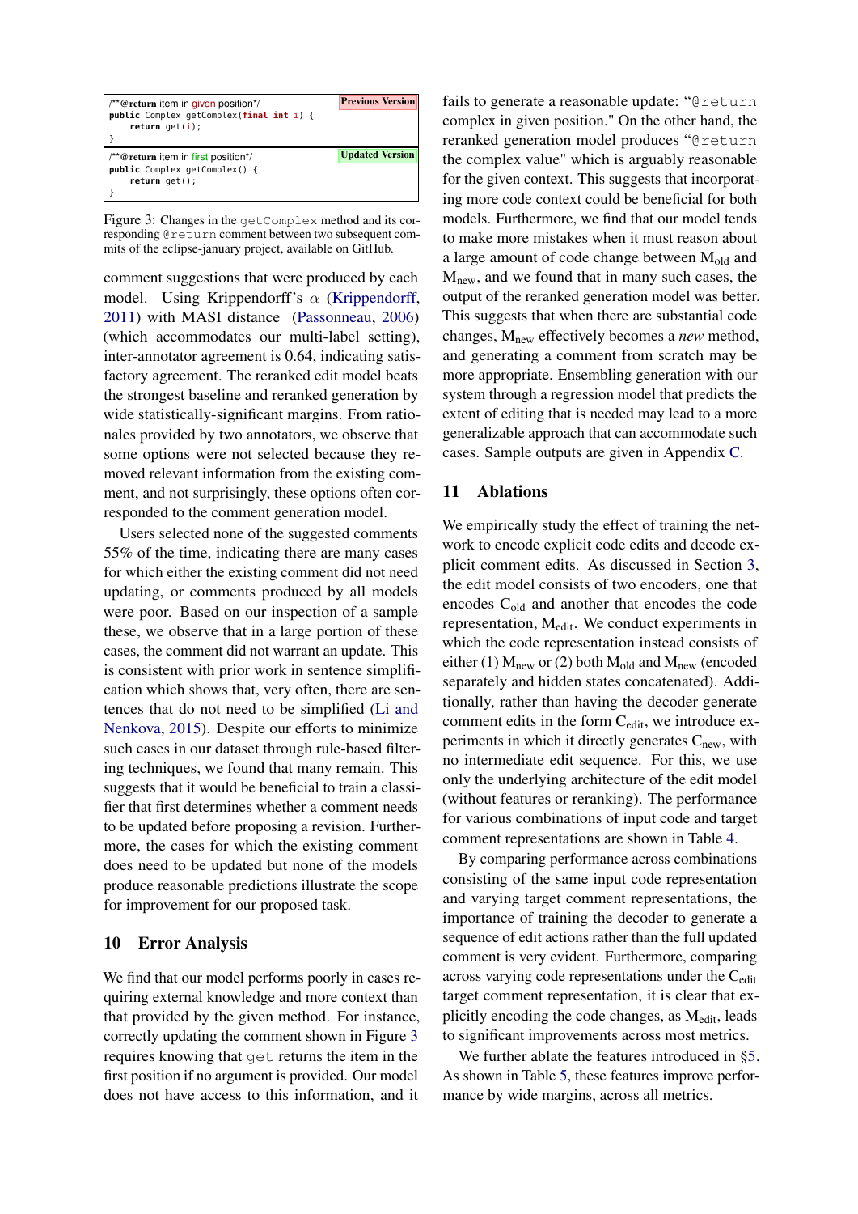```
/**@return item in given position*/                    Previous Version
public Complex getComplex(final int i) {
    return get(i);
}
```

```
/**@return item in first position*/                    Updated Version
public Complex getComplex() {
    return get();
}
```

Figure 3: Changes in the `getComplex` method and its corresponding `@return` comment between two subsequent commits of the eclipse-january project, available on GitHub.

comment suggestions that were produced by each model. Using Krippendorff's $\alpha$ (Krippendorff, 2011) with MASI distance (Passonneau, 2006) (which accommodates our multi-label setting), inter-annotator agreement is 0.64, indicating satisfactory agreement. The reranked edit model beats the strongest baseline and reranked generation by wide statistically-significant margins. From rationales provided by two annotators, we observe that some options were not selected because they removed relevant information from the existing comment, and not surprisingly, these options often corresponded to the comment generation model.

Users selected none of the suggested comments 55% of the time, indicating there are many cases for which either the existing comment did not need updating, or comments produced by all models were poor. Based on our inspection of a sample these, we observe that in a large portion of these cases, the comment did not warrant an update. This is consistent with prior work in sentence simplification which shows that, very often, there are sentences that do not need to be simplified (Li and Nenkova, 2015). Despite our efforts to minimize such cases in our dataset through rule-based filtering techniques, we found that many remain. This suggests that it would be beneficial to train a classifier that first determines whether a comment needs to be updated before proposing a revision. Furthermore, the cases for which the existing comment does need to be updated but none of the models produce reasonable predictions illustrate the scope for improvement for our proposed task.

## 10 Error Analysis

We find that our model performs poorly in cases requiring external knowledge and more context than that provided by the given method. For instance, correctly updating the comment shown in Figure 3 requires knowing that `get` returns the item in the first position if no argument is provided. Our model does not have access to this information, and it fails to generate a reasonable update: "`@return` complex in given position." On the other hand, the reranked generation model produces "`@return` the complex value" which is arguably reasonable for the given context. This suggests that incorporating more code context could be beneficial for both models. Furthermore, we find that our model tends to make more mistakes when it must reason about a large amount of code change between $M_{old}$ and $M_{new}$, and we found that in many such cases, the output of the reranked generation model was better. This suggests that when there are substantial code changes, $M_{new}$ effectively becomes a *new* method, and generating a comment from scratch may be more appropriate. Ensembling generation with our system through a regression model that predicts the extent of editing that is needed may lead to a more generalizable approach that can accommodate such cases. Sample outputs are given in Appendix C.

## 11 Ablations

We empirically study the effect of training the network to encode explicit code edits and decode explicit comment edits. As discussed in Section 3, the edit model consists of two encoders, one that encodes $C_{old}$ and another that encodes the code representation, $M_{edit}$. We conduct experiments in which the code representation instead consists of either (1) $M_{new}$ or (2) both $M_{old}$ and $M_{new}$ (encoded separately and hidden states concatenated). Additionally, rather than having the decoder generate comment edits in the form $C_{edit}$, we introduce experiments in which it directly generates $C_{new}$, with no intermediate edit sequence. For this, we use only the underlying architecture of the edit model (without features or reranking). The performance for various combinations of input code and target comment representations are shown in Table 4.

By comparing performance across combinations consisting of the same input code representation and varying target comment representations, the importance of training the decoder to generate a sequence of edit actions rather than the full updated comment is very evident. Furthermore, comparing across varying code representations under the $C_{edit}$ target comment representation, it is clear that explicitly encoding the code changes, as $M_{edit}$, leads to significant improvements across most metrics.

We further ablate the features introduced in §5. As shown in Table 5, these features improve performance by wide margins, across all metrics.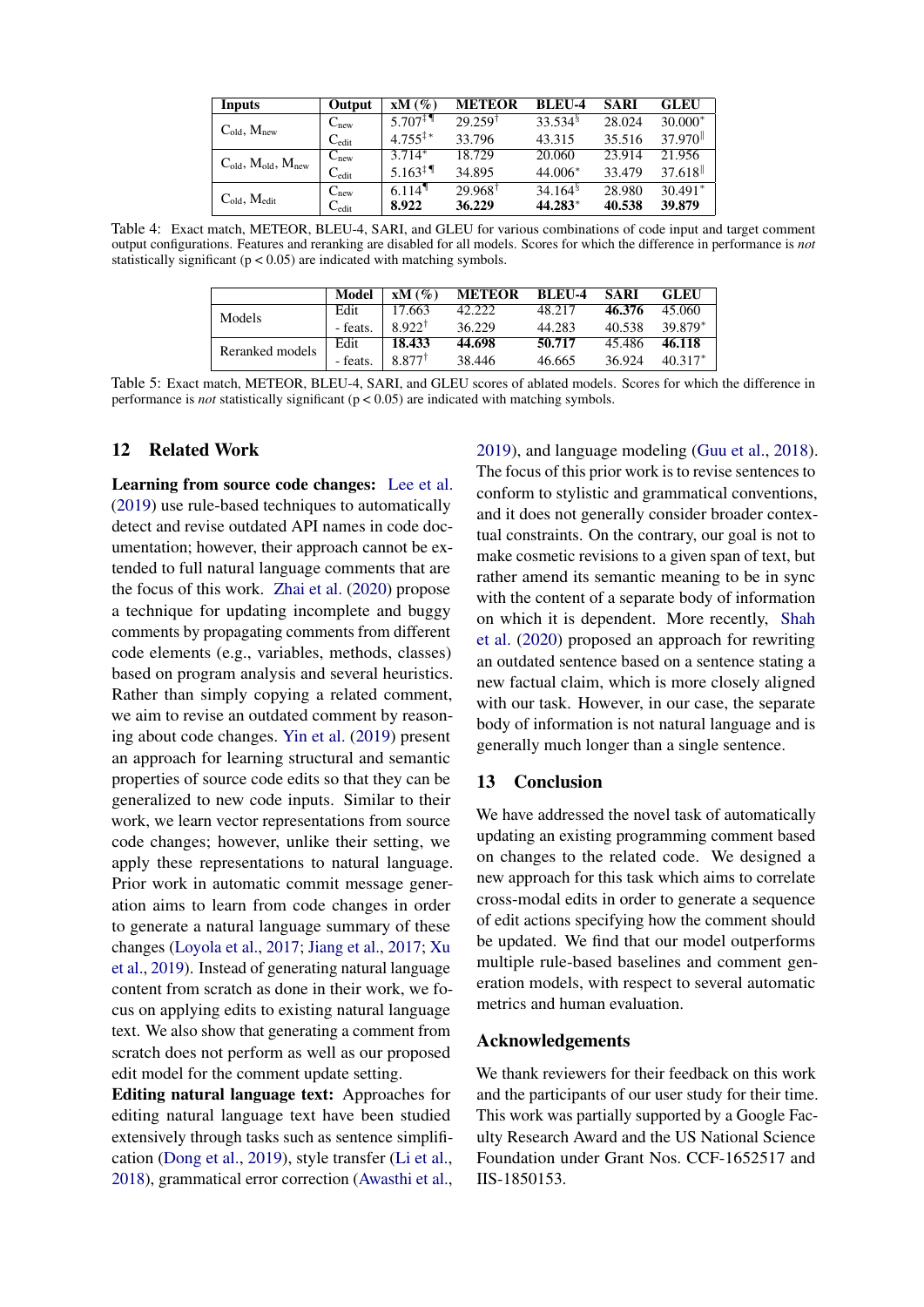| Inputs | Output | xM (%) | METEOR | BLEU-4 | SARI | GLEU |
|---|---|---|---|---|---|---|
| $C_{old}$, $M_{new}$ | $C_{new}$ | $5.707^{\ddagger\P}$ | $29.259^{\dagger}$ | $33.534^{\S}$ | 28.024 | $30.000^{*}$ |
| | $C_{edit}$ | $4.755^{\ddagger *}$ | 33.796 | 43.315 | 35.516 | $37.970^{\|}$ |
| $C_{old}$, $M_{old}$, $M_{new}$ | $C_{new}$ | $3.714^{*}$ | 18.729 | 20.060 | 23.914 | 21.956 |
| | $C_{edit}$ | $5.163^{\ddagger\P}$ | 34.895 | $44.006^{*}$ | 33.479 | $37.618^{\|}$ |
| $C_{old}$, $M_{edit}$ | $C_{new}$ | $6.114^{\P}$ | $29.968^{\dagger}$ | $34.164^{\S}$ | 28.980 | $30.491^{*}$ |
| | $C_{edit}$ | **8.922** | **36.229** | **44.283**$^{*}$ | **40.538** | **39.879** |

Table 4: Exact match, METEOR, BLEU-4, SARI, and GLEU for various combinations of code input and target comment output configurations. Features and reranking are disabled for all models. Scores for which the difference in performance is *not* statistically significant ($p < 0.05$) are indicated with matching symbols.

| | Model | xM (%) | METEOR | BLEU-4 | SARI | GLEU |
|---|---|---|---|---|---|---|
| Models | Edit | 17.663 | 42.222 | 48.217 | **46.376** | 45.060 |
| | - feats. | $8.922^{\dagger}$ | 36.229 | 44.283 | 40.538 | $39.879^{*}$ |
| Reranked models | Edit | **18.433** | **44.698** | **50.717** | 45.486 | **46.118** |
| | - feats. | $8.877^{\dagger}$ | 38.446 | 46.665 | 36.924 | $40.317^{*}$ |

Table 5: Exact match, METEOR, BLEU-4, SARI, and GLEU scores of ablated models. Scores for which the difference in performance is *not* statistically significant ($p < 0.05$) are indicated with matching symbols.

## 12 Related Work

**Learning from source code changes:** Lee et al. (2019) use rule-based techniques to automatically detect and revise outdated API names in code documentation; however, their approach cannot be extended to full natural language comments that are the focus of this work. Zhai et al. (2020) propose a technique for updating incomplete and buggy comments by propagating comments from different code elements (e.g., variables, methods, classes) based on program analysis and several heuristics. Rather than simply copying a related comment, we aim to revise an outdated comment by reasoning about code changes. Yin et al. (2019) present an approach for learning structural and semantic properties of source code edits so that they can be generalized to new code inputs. Similar to their work, we learn vector representations from source code changes; however, unlike their setting, we apply these representations to natural language. Prior work in automatic commit message generation aims to learn from code changes in order to generate a natural language summary of these changes (Loyola et al., 2017; Jiang et al., 2017; Xu et al., 2019). Instead of generating natural language content from scratch as done in their work, we focus on applying edits to existing natural language text. We also show that generating a comment from scratch does not perform as well as our proposed edit model for the comment update setting.

**Editing natural language text:** Approaches for editing natural language text have been studied extensively through tasks such as sentence simplification (Dong et al., 2019), style transfer (Li et al., 2018), grammatical error correction (Awasthi et al., 2019), and language modeling (Guu et al., 2018). The focus of this prior work is to revise sentences to conform to stylistic and grammatical conventions, and it does not generally consider broader contextual constraints. On the contrary, our goal is not to make cosmetic revisions to a given span of text, but rather amend its semantic meaning to be in sync with the content of a separate body of information on which it is dependent. More recently, Shah et al. (2020) proposed an approach for rewriting an outdated sentence based on a sentence stating a new factual claim, which is more closely aligned with our task. However, in our case, the separate body of information is not natural language and is generally much longer than a single sentence.

## 13 Conclusion

We have addressed the novel task of automatically updating an existing programming comment based on changes to the related code. We designed a new approach for this task which aims to correlate cross-modal edits in order to generate a sequence of edit actions specifying how the comment should be updated. We find that our model outperforms multiple rule-based baselines and comment generation models, with respect to several automatic metrics and human evaluation.

## Acknowledgements

We thank reviewers for their feedback on this work and the participants of our user study for their time. This work was partially supported by a Google Faculty Research Award and the US National Science Foundation under Grant Nos. CCF-1652517 and IIS-1850153.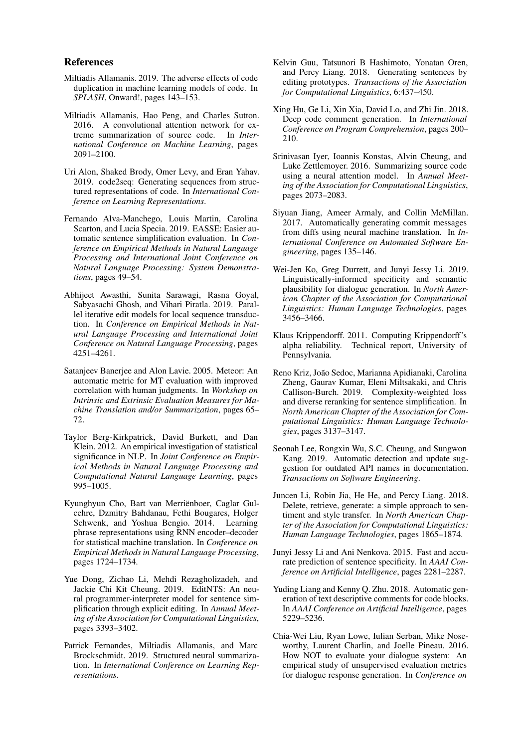## References

Miltiadis Allamanis. 2019. The adverse effects of code duplication in machine learning models of code. In *SPLASH*, Onward!, pages 143–153.

Miltiadis Allamanis, Hao Peng, and Charles Sutton. 2016. A convolutional attention network for extreme summarization of source code. In *International Conference on Machine Learning*, pages 2091–2100.

Uri Alon, Shaked Brody, Omer Levy, and Eran Yahav. 2019. code2seq: Generating sequences from structured representations of code. In *International Conference on Learning Representations*.

Fernando Alva-Manchego, Louis Martin, Carolina Scarton, and Lucia Specia. 2019. EASSE: Easier automatic sentence simplification evaluation. In *Conference on Empirical Methods in Natural Language Processing and International Joint Conference on Natural Language Processing: System Demonstrations*, pages 49–54.

Abhijeet Awasthi, Sunita Sarawagi, Rasna Goyal, Sabyasachi Ghosh, and Vihari Piratla. 2019. Parallel iterative edit models for local sequence transduction. In *Conference on Empirical Methods in Natural Language Processing and International Joint Conference on Natural Language Processing*, pages 4251–4261.

Satanjeev Banerjee and Alon Lavie. 2005. Meteor: An automatic metric for MT evaluation with improved correlation with human judgments. In *Workshop on Intrinsic and Extrinsic Evaluation Measures for Machine Translation and/or Summarization*, pages 65–72.

Taylor Berg-Kirkpatrick, David Burkett, and Dan Klein. 2012. An empirical investigation of statistical significance in NLP. In *Joint Conference on Empirical Methods in Natural Language Processing and Computational Natural Language Learning*, pages 995–1005.

Kyunghyun Cho, Bart van Merriënboer, Caglar Gulcehre, Dzmitry Bahdanau, Fethi Bougares, Holger Schwenk, and Yoshua Bengio. 2014. Learning phrase representations using RNN encoder–decoder for statistical machine translation. In *Conference on Empirical Methods in Natural Language Processing*, pages 1724–1734.

Yue Dong, Zichao Li, Mehdi Rezagholizadeh, and Jackie Chi Kit Cheung. 2019. EditNTS: An neural programmer-interpreter model for sentence simplification through explicit editing. In *Annual Meeting of the Association for Computational Linguistics*, pages 3393–3402.

Patrick Fernandes, Miltiadis Allamanis, and Marc Brockschmidt. 2019. Structured neural summarization. In *International Conference on Learning Representations*.

Kelvin Guu, Tatsunori B Hashimoto, Yonatan Oren, and Percy Liang. 2018. Generating sentences by editing prototypes. *Transactions of the Association for Computational Linguistics*, 6:437–450.

Xing Hu, Ge Li, Xin Xia, David Lo, and Zhi Jin. 2018. Deep code comment generation. In *International Conference on Program Comprehension*, pages 200–210.

Srinivasan Iyer, Ioannis Konstas, Alvin Cheung, and Luke Zettlemoyer. 2016. Summarizing source code using a neural attention model. In *Annual Meeting of the Association for Computational Linguistics*, pages 2073–2083.

Siyuan Jiang, Ameer Armaly, and Collin McMillan. 2017. Automatically generating commit messages from diffs using neural machine translation. In *International Conference on Automated Software Engineering*, pages 135–146.

Wei-Jen Ko, Greg Durrett, and Junyi Jessy Li. 2019. Linguistically-informed specificity and semantic plausibility for dialogue generation. In *North American Chapter of the Association for Computational Linguistics: Human Language Technologies*, pages 3456–3466.

Klaus Krippendorff. 2011. Computing Krippendorff's alpha reliability. Technical report, University of Pennsylvania.

Reno Kriz, João Sedoc, Marianna Apidianaki, Carolina Zheng, Gaurav Kumar, Eleni Miltsakaki, and Chris Callison-Burch. 2019. Complexity-weighted loss and diverse reranking for sentence simplification. In *North American Chapter of the Association for Computational Linguistics: Human Language Technologies*, pages 3137–3147.

Seonah Lee, Rongxin Wu, S.C. Cheung, and Sungwon Kang. 2019. Automatic detection and update suggestion for outdated API names in documentation. *Transactions on Software Engineering*.

Juncen Li, Robin Jia, He He, and Percy Liang. 2018. Delete, retrieve, generate: a simple approach to sentiment and style transfer. In *North American Chapter of the Association for Computational Linguistics: Human Language Technologies*, pages 1865–1874.

Junyi Jessy Li and Ani Nenkova. 2015. Fast and accurate prediction of sentence specificity. In *AAAI Conference on Artificial Intelligence*, pages 2281–2287.

Yuding Liang and Kenny Q. Zhu. 2018. Automatic generation of text descriptive comments for code blocks. In *AAAI Conference on Artificial Intelligence*, pages 5229–5236.

Chia-Wei Liu, Ryan Lowe, Iulian Serban, Mike Noseworthy, Laurent Charlin, and Joelle Pineau. 2016. How NOT to evaluate your dialogue system: An empirical study of unsupervised evaluation metrics for dialogue response generation. In *Conference on*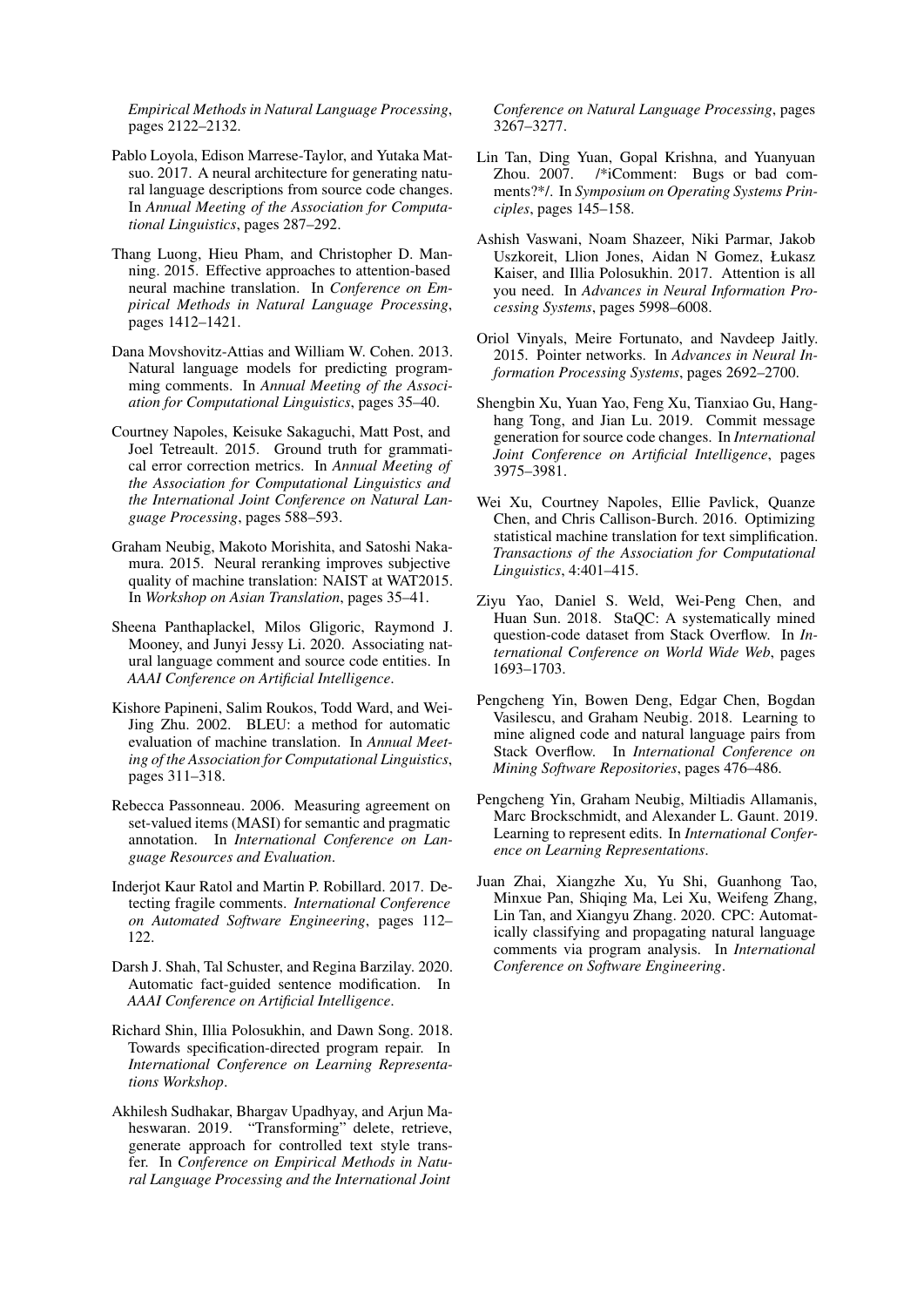*Empirical Methods in Natural Language Processing*, pages 2122–2132.

Pablo Loyola, Edison Marrese-Taylor, and Yutaka Matsuo. 2017. A neural architecture for generating natural language descriptions from source code changes. In *Annual Meeting of the Association for Computational Linguistics*, pages 287–292.

Thang Luong, Hieu Pham, and Christopher D. Manning. 2015. Effective approaches to attention-based neural machine translation. In *Conference on Empirical Methods in Natural Language Processing*, pages 1412–1421.

Dana Movshovitz-Attias and William W. Cohen. 2013. Natural language models for predicting programming comments. In *Annual Meeting of the Association for Computational Linguistics*, pages 35–40.

Courtney Napoles, Keisuke Sakaguchi, Matt Post, and Joel Tetreault. 2015. Ground truth for grammatical error correction metrics. In *Annual Meeting of the Association for Computational Linguistics and the International Joint Conference on Natural Language Processing*, pages 588–593.

Graham Neubig, Makoto Morishita, and Satoshi Nakamura. 2015. Neural reranking improves subjective quality of machine translation: NAIST at WAT2015. In *Workshop on Asian Translation*, pages 35–41.

Sheena Panthaplackel, Milos Gligoric, Raymond J. Mooney, and Junyi Jessy Li. 2020. Associating natural language comment and source code entities. In *AAAI Conference on Artificial Intelligence*.

Kishore Papineni, Salim Roukos, Todd Ward, and Wei-Jing Zhu. 2002. BLEU: a method for automatic evaluation of machine translation. In *Annual Meeting of the Association for Computational Linguistics*, pages 311–318.

Rebecca Passonneau. 2006. Measuring agreement on set-valued items (MASI) for semantic and pragmatic annotation. In *International Conference on Language Resources and Evaluation*.

Inderjot Kaur Ratol and Martin P. Robillard. 2017. Detecting fragile comments. *International Conference on Automated Software Engineering*, pages 112–122.

Darsh J. Shah, Tal Schuster, and Regina Barzilay. 2020. Automatic fact-guided sentence modification. In *AAAI Conference on Artificial Intelligence*.

Richard Shin, Illia Polosukhin, and Dawn Song. 2018. Towards specification-directed program repair. In *International Conference on Learning Representations Workshop*.

Akhilesh Sudhakar, Bhargav Upadhyay, and Arjun Maheswaran. 2019. "Transforming" delete, retrieve, generate approach for controlled text style transfer. In *Conference on Empirical Methods in Natural Language Processing and the International Joint Conference on Natural Language Processing*, pages 3267–3277.

Lin Tan, Ding Yuan, Gopal Krishna, and Yuanyuan Zhou. 2007. /*iComment: Bugs or bad comments?*/. In *Symposium on Operating Systems Principles*, pages 145–158.

Ashish Vaswani, Noam Shazeer, Niki Parmar, Jakob Uszkoreit, Llion Jones, Aidan N Gomez, Łukasz Kaiser, and Illia Polosukhin. 2017. Attention is all you need. In *Advances in Neural Information Processing Systems*, pages 5998–6008.

Oriol Vinyals, Meire Fortunato, and Navdeep Jaitly. 2015. Pointer networks. In *Advances in Neural Information Processing Systems*, pages 2692–2700.

Shengbin Xu, Yuan Yao, Feng Xu, Tianxiao Gu, Hanghang Tong, and Jian Lu. 2019. Commit message generation for source code changes. In *International Joint Conference on Artificial Intelligence*, pages 3975–3981.

Wei Xu, Courtney Napoles, Ellie Pavlick, Quanze Chen, and Chris Callison-Burch. 2016. Optimizing statistical machine translation for text simplification. *Transactions of the Association for Computational Linguistics*, 4:401–415.

Ziyu Yao, Daniel S. Weld, Wei-Peng Chen, and Huan Sun. 2018. StaQC: A systematically mined question-code dataset from Stack Overflow. In *International Conference on World Wide Web*, pages 1693–1703.

Pengcheng Yin, Bowen Deng, Edgar Chen, Bogdan Vasilescu, and Graham Neubig. 2018. Learning to mine aligned code and natural language pairs from Stack Overflow. In *International Conference on Mining Software Repositories*, pages 476–486.

Pengcheng Yin, Graham Neubig, Miltiadis Allamanis, Marc Brockschmidt, and Alexander L. Gaunt. 2019. Learning to represent edits. In *International Conference on Learning Representations*.

Juan Zhai, Xiangzhe Xu, Yu Shi, Guanhong Tao, Minxue Pan, Shiqing Ma, Lei Xu, Weifeng Zhang, Lin Tan, and Xiangyu Zhang. 2020. CPC: Automatically classifying and propagating natural language comments via program analysis. In *International Conference on Software Engineering*.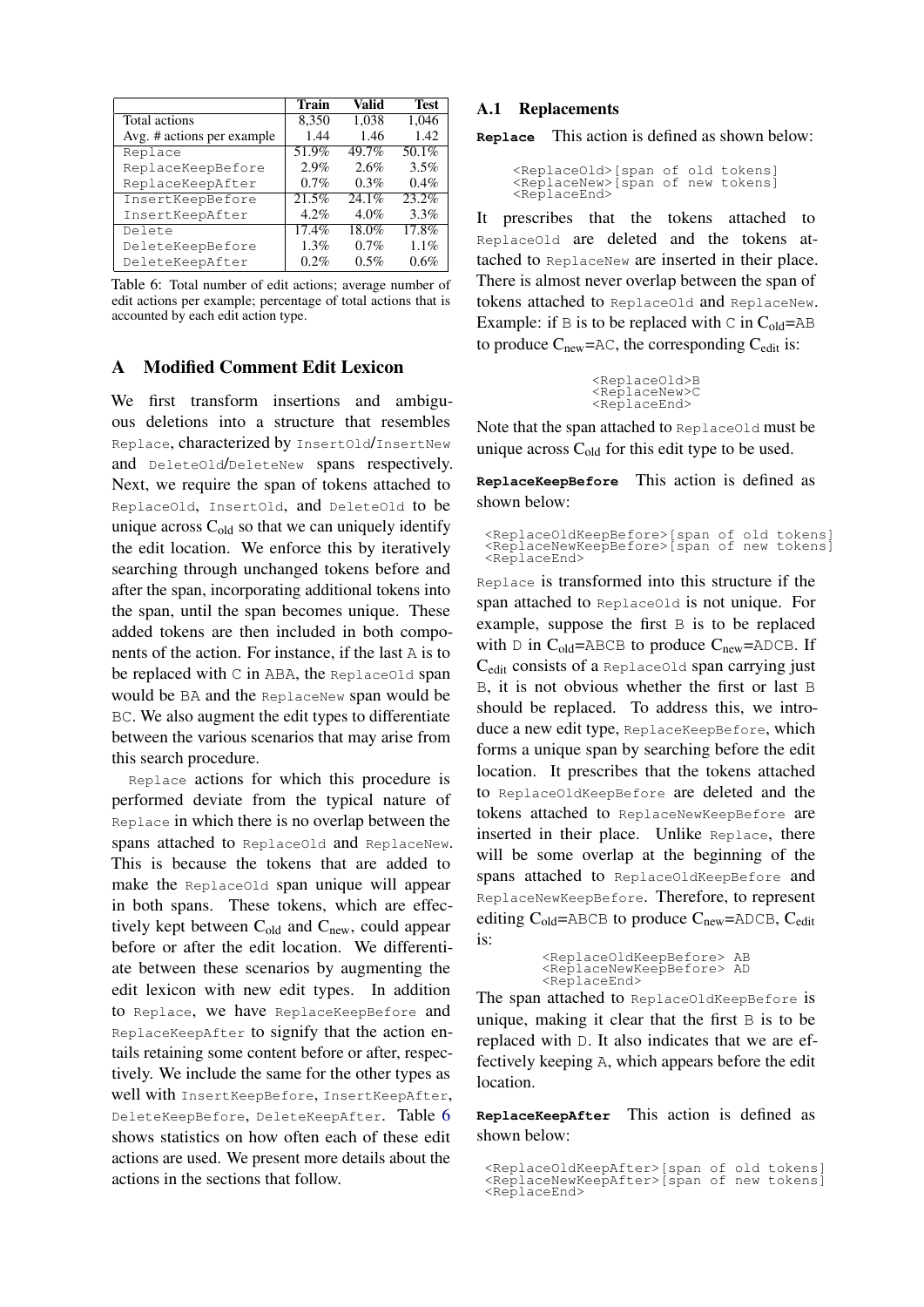|  | Train | Valid | Test |
|---|---|---|---|
| Total actions | 8,350 | 1,038 | 1,046 |
| Avg. # actions per example | 1.44 | 1.46 | 1.42 |
| `Replace` | 51.9% | 49.7% | 50.1% |
| `ReplaceKeepBefore` | 2.9% | 2.6% | 3.5% |
| `ReplaceKeepAfter` | 0.7% | 0.3% | 0.4% |
| `InsertKeepBefore` | 21.5% | 24.1% | 23.2% |
| `InsertKeepAfter` | 4.2% | 4.0% | 3.3% |
| `Delete` | 17.4% | 18.0% | 17.8% |
| `DeleteKeepBefore` | 1.3% | 0.7% | 1.1% |
| `DeleteKeepAfter` | 0.2% | 0.5% | 0.6% |

Table 6: Total number of edit actions; average number of edit actions per example; percentage of total actions that is accounted by each edit action type.

# A Modified Comment Edit Lexicon

We first transform insertions and ambiguous deletions into a structure that resembles `Replace`, characterized by `InsertOld`/`InsertNew` and `DeleteOld`/`DeleteNew` spans respectively. Next, we require the span of tokens attached to `ReplaceOld`, `InsertOld`, and `DeleteOld` to be unique across $C_{old}$ so that we can uniquely identify the edit location. We enforce this by iteratively searching through unchanged tokens before and after the span, incorporating additional tokens into the span, until the span becomes unique. These added tokens are then included in both components of the action. For instance, if the last `A` is to be replaced with `C` in `ABA`, the `ReplaceOld` span would be `BA` and the `ReplaceNew` span would be `BC`. We also augment the edit types to differentiate between the various scenarios that may arise from this search procedure.

`Replace` actions for which this procedure is performed deviate from the typical nature of `Replace` in which there is no overlap between the spans attached to `ReplaceOld` and `ReplaceNew`. This is because the tokens that are added to make the `ReplaceOld` span unique will appear in both spans. These tokens, which are effectively kept between $C_{old}$ and $C_{new}$, could appear before or after the edit location. We differentiate between these scenarios by augmenting the edit lexicon with new edit types. In addition to `Replace`, we have `ReplaceKeepBefore` and `ReplaceKeepAfter` to signify that the action entails retaining some content before or after, respectively. We include the same for the other types as well with `InsertKeepBefore`, `InsertKeepAfter`, `DeleteKeepBefore`, `DeleteKeepAfter`. Table 6 shows statistics on how often each of these edit actions are used. We present more details about the actions in the sections that follow.

## A.1 Replacements

**`Replace`** This action is defined as shown below:

```
<ReplaceOld>[span of old tokens]
<ReplaceNew>[span of new tokens]
<ReplaceEnd>
```

It prescribes that the tokens attached to `ReplaceOld` are deleted and the tokens attached to `ReplaceNew` are inserted in their place. There is almost never overlap between the span of tokens attached to `ReplaceOld` and `ReplaceNew`. Example: if `B` is to be replaced with `C` in $C_{old}$=`AB` to produce $C_{new}$=`AC`, the corresponding $C_{edit}$ is:

```
<ReplaceOld>B
<ReplaceNew>C
<ReplaceEnd>
```

Note that the span attached to `ReplaceOld` must be unique across $C_{old}$ for this edit type to be used.

**`ReplaceKeepBefore`** This action is defined as shown below:

```
<ReplaceOldKeepBefore>[span of old tokens]
<ReplaceNewKeepBefore>[span of new tokens]
<ReplaceEnd>
```

`Replace` is transformed into this structure if the span attached to `ReplaceOld` is not unique. For example, suppose the first `B` is to be replaced with `D` in $C_{old}$=`ABCB` to produce $C_{new}$=`ADCB`. If $C_{edit}$ consists of a `ReplaceOld` span carrying just `B`, it is not obvious whether the first or last `B` should be replaced. To address this, we introduce a new edit type, `ReplaceKeepBefore`, which forms a unique span by searching before the edit location. It prescribes that the tokens attached to `ReplaceOldKeepBefore` are deleted and the tokens attached to `ReplaceNewKeepBefore` are inserted in their place. Unlike `Replace`, there will be some overlap at the beginning of the spans attached to `ReplaceOldKeepBefore` and `ReplaceNewKeepBefore`. Therefore, to represent editing $C_{old}$=`ABCB` to produce $C_{new}$=`ADCB`, $C_{edit}$ is:

```
<ReplaceOldKeepBefore> AB
<ReplaceNewKeepBefore> AD
<ReplaceEnd>
```

The span attached to `ReplaceOldKeepBefore` is unique, making it clear that the first `B` is to be replaced with `D`. It also indicates that we are effectively keeping `A`, which appears before the edit location.

**`ReplaceKeepAfter`** This action is defined as shown below:

```
<ReplaceOldKeepAfter>[span of old tokens]
<ReplaceNewKeepAfter>[span of new tokens]
<ReplaceEnd>
```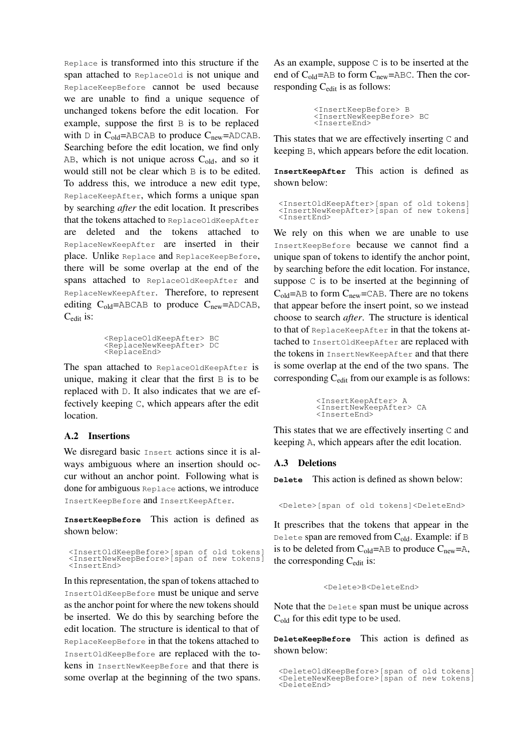`Replace` is transformed into this structure if the span attached to `ReplaceOld` is not unique and `ReplaceKeepBefore` cannot be used because we are unable to find a unique sequence of unchanged tokens before the edit location. For example, suppose the first `B` is to be replaced with `D` in $C_{old}$=`ABCAB` to produce $C_{new}$=`ADCAB`. Searching before the edit location, we find only `AB`, which is not unique across $C_{old}$, and so it would still not be clear which `B` is to be edited. To address this, we introduce a new edit type, `ReplaceKeepAfter`, which forms a unique span by searching *after* the edit location. It prescribes that the tokens attached to `ReplaceOldKeepAfter` are deleted and the tokens attached to `ReplaceNewKeepAfter` are inserted in their place. Unlike `Replace` and `ReplaceKeepBefore`, there will be some overlap at the end of the spans attached to `ReplaceOldKeepAfter` and `ReplaceNewKeepAfter`. Therefore, to represent editing $C_{old}$=`ABCAB` to produce $C_{new}$=`ADCAB`, $C_{edit}$ is:

```
<ReplaceOldKeepAfter> BC
<ReplaceNewKeepAfter> DC
<ReplaceEnd>
```

The span attached to `ReplaceOldKeepAfter` is unique, making it clear that the first `B` is to be replaced with `D`. It also indicates that we are effectively keeping `C`, which appears after the edit location.

### A.2 Insertions

We disregard basic `Insert` actions since it is always ambiguous where an insertion should occur without an anchor point. Following what is done for ambiguous `Replace` actions, we introduce `InsertKeepBefore` and `InsertKeepAfter`.

**`InsertKeepBefore`** This action is defined as shown below:

```
<InsertOldKeepBefore>[span of old tokens]
<InsertNewKeepBefore>[span of new tokens]
<InsertEnd>
```

In this representation, the span of tokens attached to `InsertOldKeepBefore` must be unique and serve as the anchor point for where the new tokens should be inserted. We do this by searching before the edit location. The structure is identical to that of `ReplaceKeepBefore` in that the tokens attached to `InsertOldKeepBefore` are replaced with the tokens in `InsertNewKeepBefore` and that there is some overlap at the beginning of the two spans. As an example, suppose `C` is to be inserted at the end of $C_{old}$=`AB` to form $C_{new}$=`ABC`. Then the corresponding $C_{edit}$ is as follows:

```
<InsertKeepBefore> B
<InsertNewKeepBefore> BC
<InserteEnd>
```

This states that we are effectively inserting `C` and keeping `B`, which appears before the edit location.

**`InsertKeepAfter`** This action is defined as shown below:

```
<InsertOldKeepAfter>[span of old tokens]
<InsertNewKeepAfter>[span of new tokens]
<InsertEnd>
```

We rely on this when we are unable to use `InsertKeepBefore` because we cannot find a unique span of tokens to identify the anchor point, by searching before the edit location. For instance, suppose `C` is to be inserted at the beginning of $C_{old}$=`AB` to form $C_{new}$=`CAB`. There are no tokens that appear before the insert point, so we instead choose to search *after*. The structure is identical to that of `ReplaceKeepAfter` in that the tokens attached to `InsertOldKeepAfter` are replaced with the tokens in `InsertNewKeepAfter` and that there is some overlap at the end of the two spans. The corresponding $C_{edit}$ from our example is as follows:

```
<InsertKeepAfter> A
<InsertNewKeepAfter> CA
<InserteEnd>
```

This states that we are effectively inserting `C` and keeping `A`, which appears after the edit location.

### A.3 Deletions

**`Delete`** This action is defined as shown below:

```
<Delete>[span of old tokens]<DeleteEnd>
```

It prescribes that the tokens that appear in the `Delete` span are removed from $C_{old}$. Example: if `B` is to be deleted from $C_{old}$=`AB` to produce $C_{new}$=`A`, the corresponding $C_{edit}$ is:

```
<Delete>B<DeleteEnd>
```

Note that the `Delete` span must be unique across $C_{old}$ for this edit type to be used.

**`DeleteKeepBefore`** This action is defined as shown below:

```
<DeleteOldKeepBefore>[span of old tokens]
<DeleteNewKeepBefore>[span of new tokens]
<DeleteEnd>
```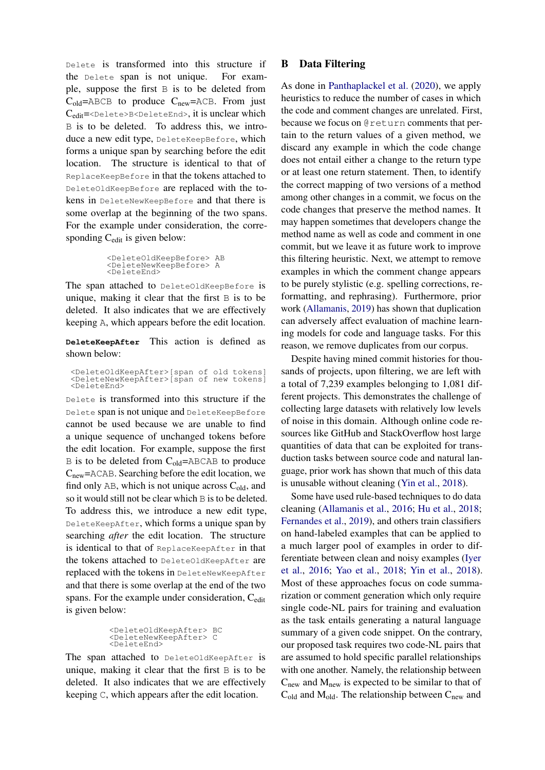`Delete` is transformed into this structure if the `Delete` span is not unique. For example, suppose the first `B` is to be deleted from $C_{old}$=`ABCB` to produce $C_{new}$=`ACB`. From just $C_{edit}$=`<Delete>B<DeleteEnd>`, it is unclear which `B` is to be deleted. To address this, we introduce a new edit type, `DeleteKeepBefore`, which forms a unique span by searching before the edit location. The structure is identical to that of `ReplaceKeepBefore` in that the tokens attached to `DeleteOldKeepBefore` are replaced with the tokens in `DeleteNewKeepBefore` and that there is some overlap at the beginning of the two spans. For the example under consideration, the corresponding $C_{edit}$ is given below:

```
<DeleteOldKeepBefore> AB
<DeleteNewKeepBefore> A
<DeleteEnd>
```

The span attached to `DeleteOldKeepBefore` is unique, making it clear that the first `B` is to be deleted. It also indicates that we are effectively keeping `A`, which appears before the edit location.

**`DeleteKeepAfter`** This action is defined as shown below:

```
<DeleteOldKeepAfter>[span of old tokens]
<DeleteNewKeepAfter>[span of new tokens]
<DeleteEnd>
```

`Delete` is transformed into this structure if the `Delete` span is not unique and `DeleteKeepBefore` cannot be used because we are unable to find a unique sequence of unchanged tokens before the edit location. For example, suppose the first `B` is to be deleted from $C_{old}$=`ABCAB` to produce $C_{new}$=`ACAB`. Searching before the edit location, we find only `AB`, which is not unique across $C_{old}$, and so it would still not be clear which `B` is to be deleted. To address this, we introduce a new edit type, `DeleteKeepAfter`, which forms a unique span by searching *after* the edit location. The structure is identical to that of `ReplaceKeepAfter` in that the tokens attached to `DeleteOldKeepAfter` are replaced with the tokens in `DeleteNewKeepAfter` and that there is some overlap at the end of the two spans. For the example under consideration, $C_{edit}$ is given below:

```
<DeleteOldKeepAfter> BC
<DeleteNewKeepAfter> C
<DeleteEnd>
```

The span attached to `DeleteOldKeepAfter` is unique, making it clear that the first `B` is to be deleted. It also indicates that we are effectively keeping `C`, which appears after the edit location.

## B Data Filtering

As done in Panthaplackel et al. (2020), we apply heuristics to reduce the number of cases in which the code and comment changes are unrelated. First, because we focus on `@return` comments that pertain to the return values of a given method, we discard any example in which the code change does not entail either a change to the return type or at least one return statement. Then, to identify the correct mapping of two versions of a method among other changes in a commit, we focus on the code changes that preserve the method names. It may happen sometimes that developers change the method name as well as code and comment in one commit, but we leave it as future work to improve this filtering heuristic. Next, we attempt to remove examples in which the comment change appears to be purely stylistic (e.g. spelling corrections, reformatting, and rephrasing). Furthermore, prior work (Allamanis, 2019) has shown that duplication can adversely affect evaluation of machine learning models for code and language tasks. For this reason, we remove duplicates from our corpus.

Despite having mined commit histories for thousands of projects, upon filtering, we are left with a total of 7,239 examples belonging to 1,081 different projects. This demonstrates the challenge of collecting large datasets with relatively low levels of noise in this domain. Although online code resources like GitHub and StackOverflow host large quantities of data that can be exploited for transduction tasks between source code and natural language, prior work has shown that much of this data is unusable without cleaning (Yin et al., 2018).

Some have used rule-based techniques to do data cleaning (Allamanis et al., 2016; Hu et al., 2018; Fernandes et al., 2019), and others train classifiers on hand-labeled examples that can be applied to a much larger pool of examples in order to differentiate between clean and noisy examples (Iyer et al., 2016; Yao et al., 2018; Yin et al., 2018). Most of these approaches focus on code summarization or comment generation which only require single code-NL pairs for training and evaluation as the task entails generating a natural language summary of a given code snippet. On the contrary, our proposed task requires two code-NL pairs that are assumed to hold specific parallel relationships with one another. Namely, the relationship between $C_{new}$ and $M_{new}$ is expected to be similar to that of $C_{old}$ and $M_{old}$. The relationship between $C_{new}$ and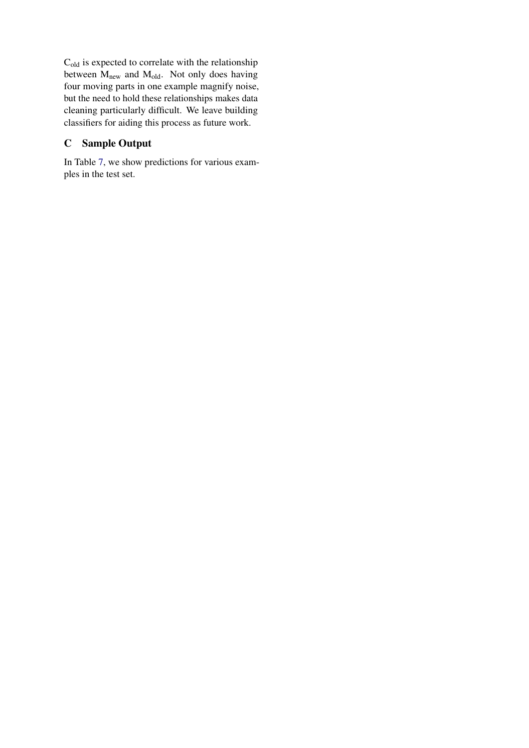$C_{old}$ is expected to correlate with the relationship between $M_{new}$ and $M_{old}$. Not only does having four moving parts in one example magnify noise, but the need to hold these relationships makes data cleaning particularly difficult. We leave building classifiers for aiding this process as future work.

## C Sample Output

In Table 7, we show predictions for various examples in the test set.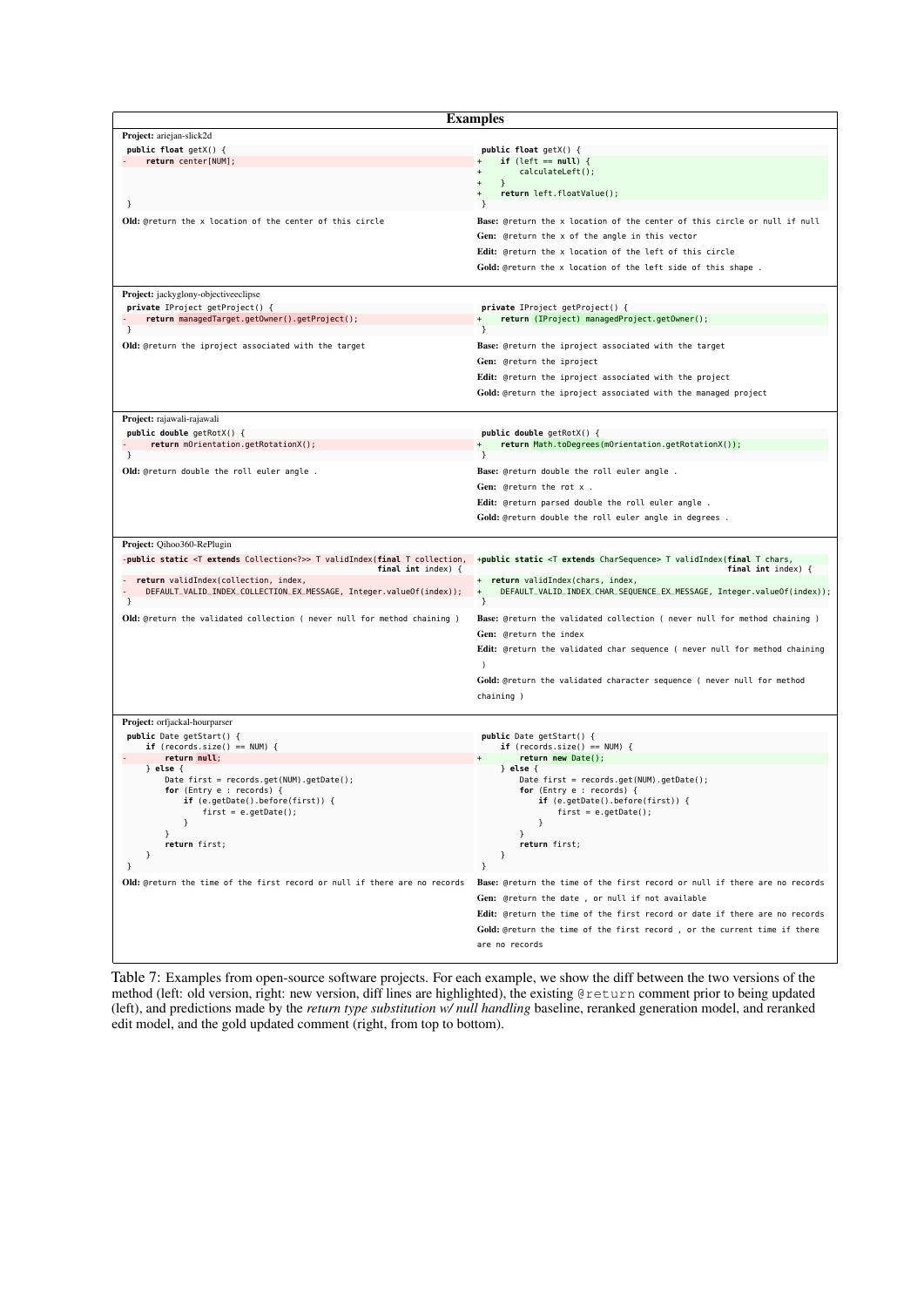## Examples

**Project:** ariejan-slick2d

```
 public float getX() {
-    return center[NUM];
 }
```

```
 public float getX() {
+    if (left == null) {
+        calculateLeft();
+    }
+    return left.floatValue();
 }
```

**Old:** `@return the x location of the center of this circle`

**Base:** `@return the x location of the center of this circle or null if null`

**Gen:** `@return the x of the angle in this vector`

**Edit:** `@return the x location of the left of this circle`

**Gold:** `@return the x location of the left side of this shape .`

---

**Project:** jackyglony-objectiveeclipse

```
 private IProject getProject() {
-    return managedTarget.getOwner().getProject();
 }
```

```
 private IProject getProject() {
+    return (IProject) managedProject.getOwner();
 }
```

**Old:** `@return the iproject associated with the target`

**Base:** `@return the iproject associated with the target`

**Gen:** `@return the iproject`

**Edit:** `@return the iproject associated with the project`

**Gold:** `@return the iproject associated with the managed project`

---

**Project:** rajawali-rajawali

```
 public double getRotX() {
-    return mOrientation.getRotationX();
 }
```

```
 public double getRotX() {
+    return Math.toDegrees(mOrientation.getRotationX());
 }
```

**Old:** `@return double the roll euler angle .`

**Base:** `@return double the roll euler angle .`

**Gen:** `@return the rot x .`

**Edit:** `@return parsed double the roll euler angle .`

**Gold:** `@return double the roll euler angle in degrees .`

---

**Project:** Qihoo360-RePlugin

```
-public static <T extends Collection<?>> T validIndex(final T collection,
                                                      final int index) {
-  return validIndex(collection, index,
-    DEFAULT_VALID_INDEX_COLLECTION_EX_MESSAGE, Integer.valueOf(index));
 }
```

```
+public static <T extends CharSequence> T validIndex(final T chars,
                                                     final int index) {
+  return validIndex(chars, index,
+    DEFAULT_VALID_INDEX_CHAR_SEQUENCE_EX_MESSAGE, Integer.valueOf(index));
 }
```

**Old:** `@return the validated collection ( never null for method chaining )`

**Base:** `@return the validated collection ( never null for method chaining )`

**Gen:** `@return the index`

**Edit:** `@return the validated char sequence ( never null for method chaining )`

**Gold:** `@return the validated character sequence ( never null for method chaining )`

---

**Project:** orfjackal-hourparser

```
 public Date getStart() {
     if (records.size() == NUM) {
-        return null;
     } else {
         Date first = records.get(NUM).getDate();
         for (Entry e : records) {
             if (e.getDate().before(first)) {
                 first = e.getDate();
             }
         }
         return first;
     }
 }
```

```
 public Date getStart() {
     if (records.size() == NUM) {
+        return new Date();
     } else {
         Date first = records.get(NUM).getDate();
         for (Entry e : records) {
             if (e.getDate().before(first)) {
                 first = e.getDate();
             }
         }
         return first;
     }
 }
```

**Old:** `@return the time of the first record or null if there are no records`

**Base:** `@return the time of the first record or null if there are no records`

**Gen:** `@return the date , or null if not available`

**Edit:** `@return the time of the first record or date if there are no records`

**Gold:** `@return the time of the first record , or the current time if there are no records`

Table 7: Examples from open-source software projects. For each example, we show the diff between the two versions of the method (left: old version, right: new version, diff lines are highlighted), the existing `@return` comment prior to being updated (left), and predictions made by the *return type substitution w/ null handling* baseline, reranked generation model, and reranked edit model, and the gold updated comment (right, from top to bottom).